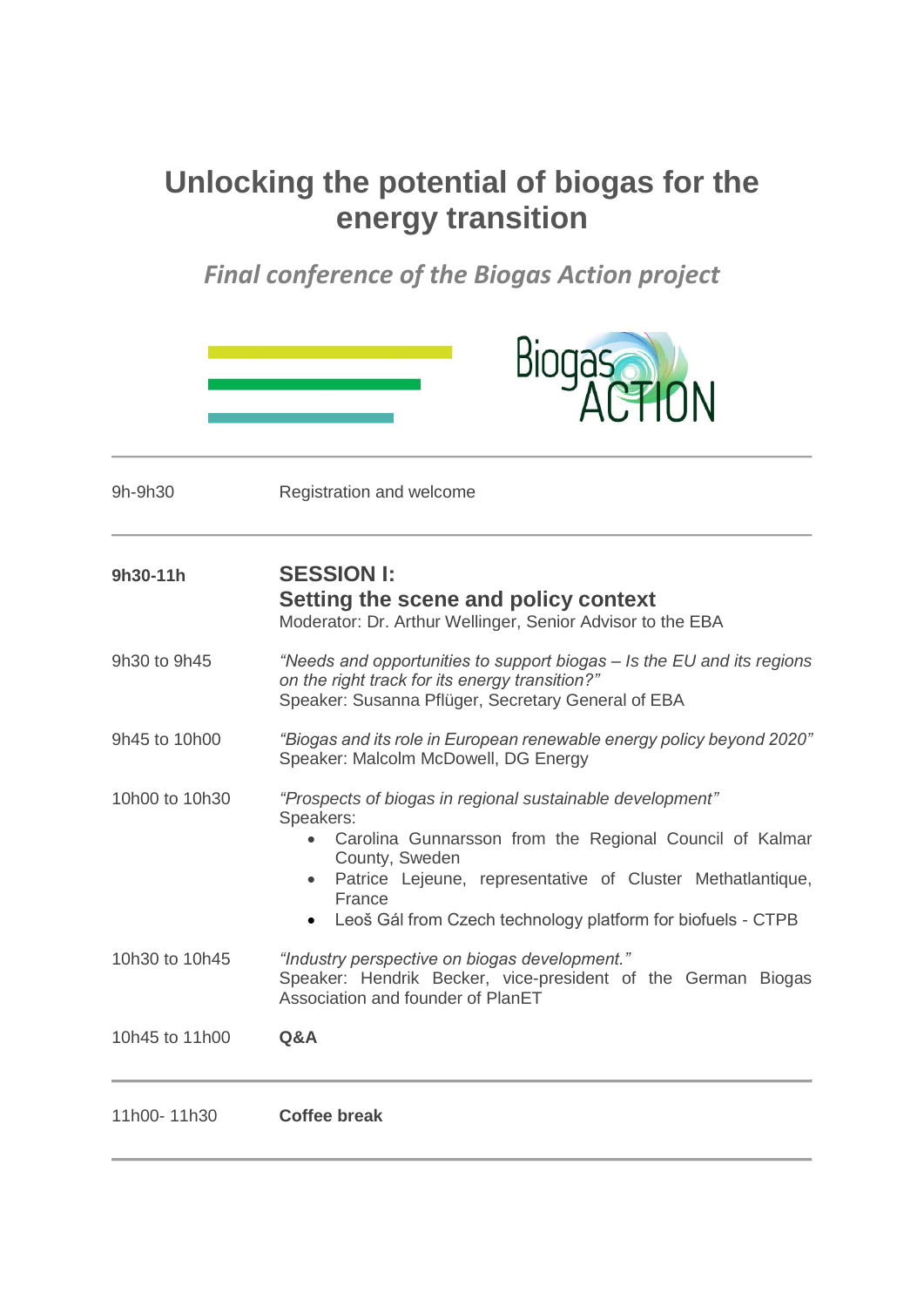# Unlocking the potential of biogas for the energy transition

*Final conference of the Biogas Action project*

---

| | |
|---|---|
| 9h-9h30 | Registration and welcome |

---

| | |
|---|---|
| **9h30-11h** | **SESSION I: Setting the scene and policy context**<br>Moderator: Dr. Arthur Wellinger, Senior Advisor to the EBA |
| 9h30 to 9h45 | *"Needs and opportunities to support biogas – Is the EU and its regions on the right track for its energy transition?"*<br>Speaker: Susanna Pflüger, Secretary General of EBA |
| 9h45 to 10h00 | *"Biogas and its role in European renewable energy policy beyond 2020"*<br>Speaker: Malcolm McDowell, DG Energy |
| 10h00 to 10h30 | *"Prospects of biogas in regional sustainable development"*<br>Speakers:<br>• Carolina Gunnarsson from the Regional Council of Kalmar County, Sweden<br>• Patrice Lejeune, representative of Cluster Methatlantique, France<br>• Leoš Gál from Czech technology platform for biofuels - CTPB |
| 10h30 to 10h45 | *"Industry perspective on biogas development."*<br>Speaker: Hendrik Becker, vice-president of the German Biogas Association and founder of PlanET |
| 10h45 to 11h00 | **Q&A** |

---

| | |
|---|---|
| 11h00- 11h30 | **Coffee break** |

---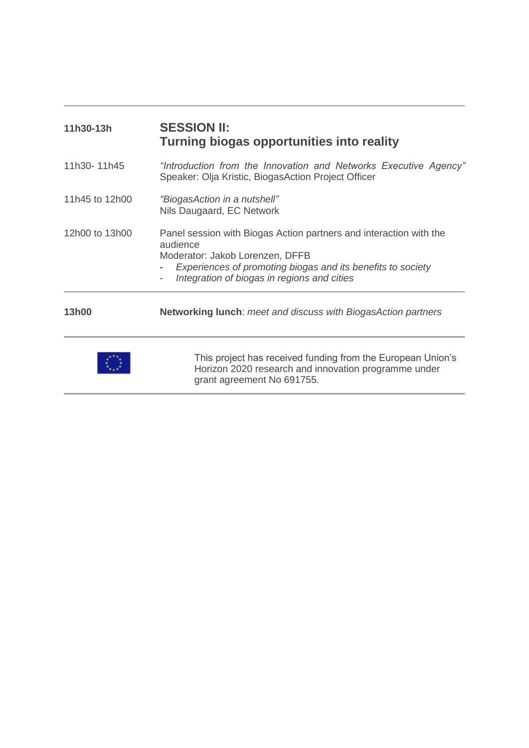| | | |
|---|---|---|
| **11h30-13h** | **SESSION II:** **Turning biogas opportunities into reality** |
| 11h30- 11h45 | *"Introduction from the Innovation and Networks Executive Agency"* Speaker: Olja Kristic, BiogasAction Project Officer |
| 11h45 to 12h00 | *"BiogasAction in a nutshell"* Nils Daugaard, EC Network |
| 12h00 to 13h00 | Panel session with Biogas Action partners and interaction with the audience Moderator: Jakob Lorenzen, DFFB - *Experiences of promoting biogas and its benefits to society* - *Integration of biogas in regions and cities* |
| **13h00** | **Networking lunch**: *meet and discuss with BiogasAction partners* |

This project has received funding from the European Union's Horizon 2020 research and innovation programme under grant agreement No 691755.